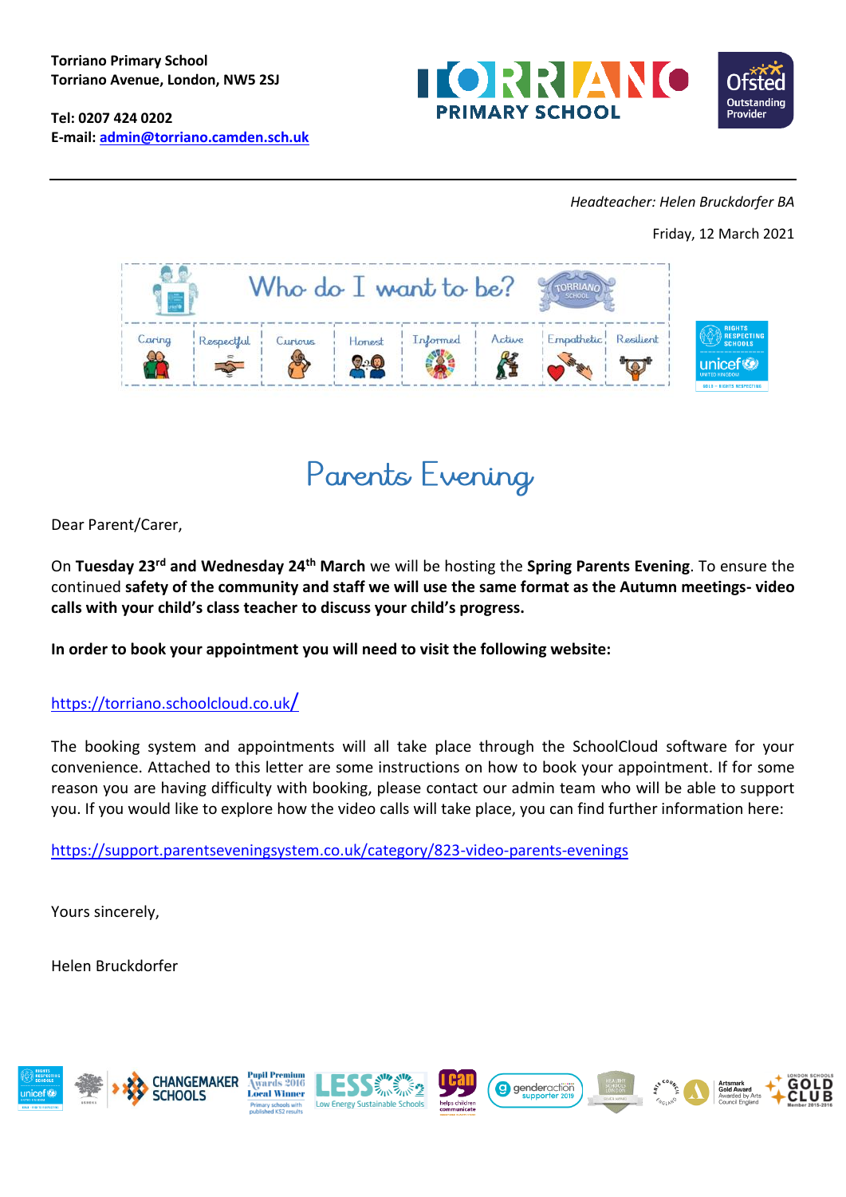**Torriano Primary School**
**Torriano Avenue, London, NW5 2SJ**

**Tel: 0207 424 0202**
**E-mail: admin@torriano.camden.sch.uk**

*Headteacher: Helen Bruckdorfer BA*

Friday, 12 March 2021

Who do I want to be?

Caring | Respectful | Curious | Honest | Informed | Active | Empathetic | Resilient

# Parents Evening

Dear Parent/Carer,

On **Tuesday 23rd and Wednesday 24th March** we will be hosting the **Spring Parents Evening**. To ensure the continued **safety of the community and staff we will use the same format as the Autumn meetings- video calls with your child's class teacher to discuss your child's progress.**

**In order to book your appointment you will need to visit the following website:**

https://torriano.schoolcloud.co.uk/

The booking system and appointments will all take place through the SchoolCloud software for your convenience. Attached to this letter are some instructions on how to book your appointment. If for some reason you are having difficulty with booking, please contact our admin team who will be able to support you. If you would like to explore how the video calls will take place, you can find further information here:

https://support.parentseveningsystem.co.uk/category/823-video-parents-evenings

Yours sincerely,

Helen Bruckdorfer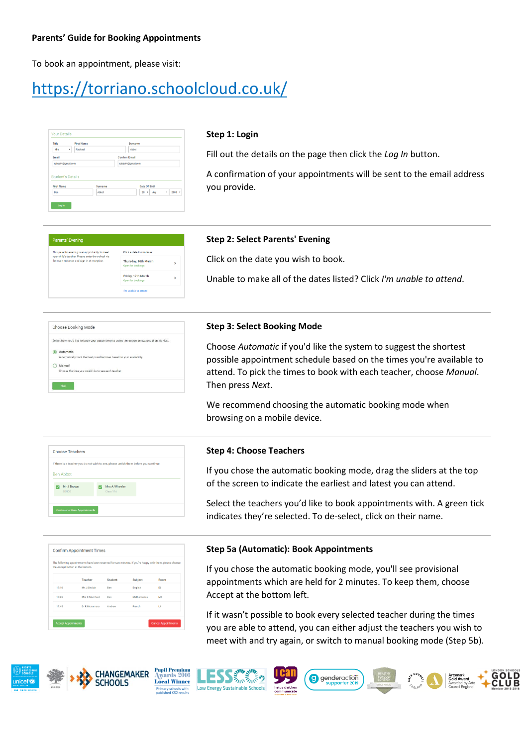**Parents' Guide for Booking Appointments**

To book an appointment, please visit:

https://torriano.schoolcloud.co.uk/

**Step 1: Login**

Fill out the details on the page then click the *Log In* button.

A confirmation of your appointments will be sent to the email address you provide.

---

**Step 2: Select Parents' Evening**

Click on the date you wish to book.

Unable to make all of the dates listed? Click *I'm unable to attend*.

---

**Step 3: Select Booking Mode**

Choose *Automatic* if you'd like the system to suggest the shortest possible appointment schedule based on the times you're available to attend. To pick the times to book with each teacher, choose *Manual*. Then press *Next*.

We recommend choosing the automatic booking mode when browsing on a mobile device.

---

**Step 4: Choose Teachers**

If you chose the automatic booking mode, drag the sliders at the top of the screen to indicate the earliest and latest you can attend.

Select the teachers you'd like to book appointments with. A green tick indicates they're selected. To de-select, click on their name.

---

**Step 5a (Automatic): Book Appointments**

If you chose the automatic booking mode, you'll see provisional appointments which are held for 2 minutes. To keep them, choose Accept at the bottom left.

If it wasn't possible to book every selected teacher during the times you are able to attend, you can either adjust the teachers you wish to meet with and try again, or switch to manual booking mode (Step 5b).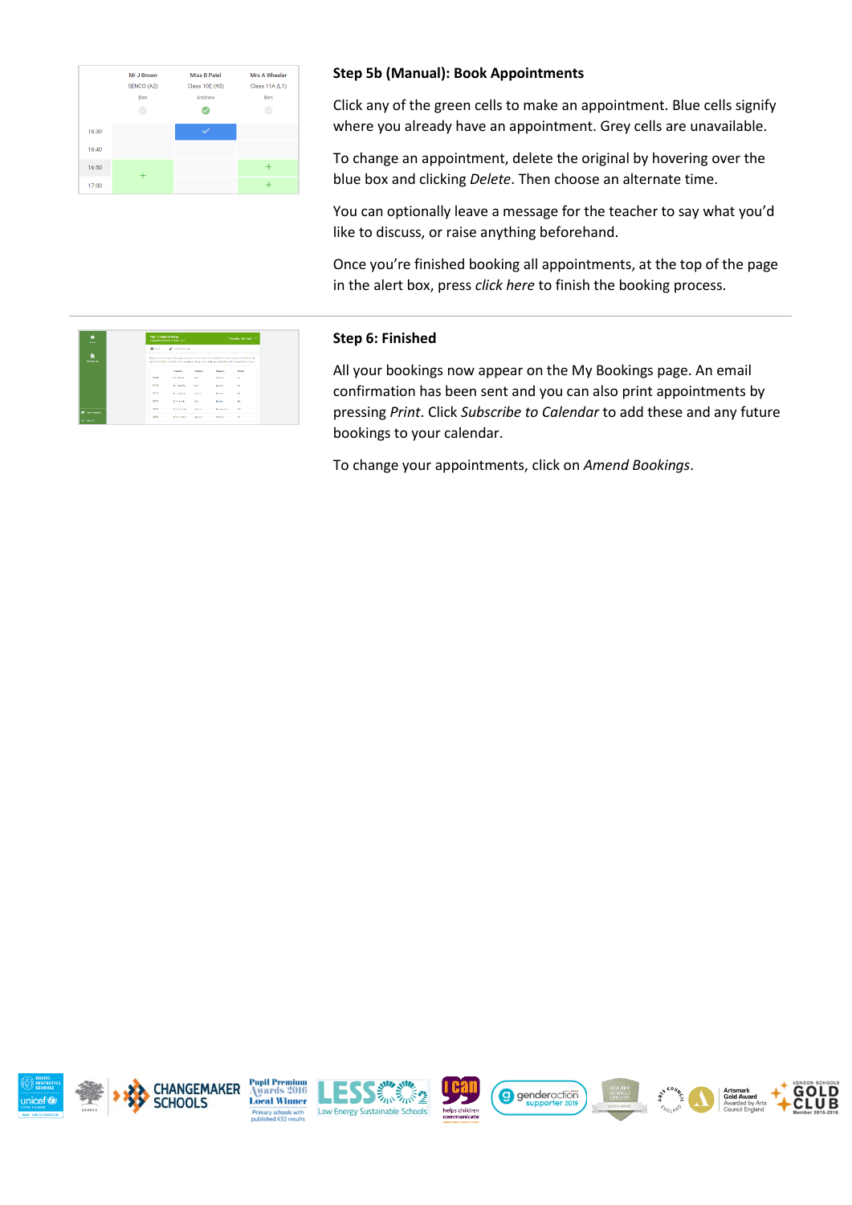**Step 5b (Manual): Book Appointments**

Click any of the green cells to make an appointment. Blue cells signify where you already have an appointment. Grey cells are unavailable.

To change an appointment, delete the original by hovering over the blue box and clicking *Delete*. Then choose an alternate time.

You can optionally leave a message for the teacher to say what you'd like to discuss, or raise anything beforehand.

Once you're finished booking all appointments, at the top of the page in the alert box, press *click here* to finish the booking process.

**Step 6: Finished**

All your bookings now appear on the My Bookings page. An email confirmation has been sent and you can also print appointments by pressing *Print*. Click *Subscribe to Calendar* to add these and any future bookings to your calendar.

To change your appointments, click on *Amend Bookings*.